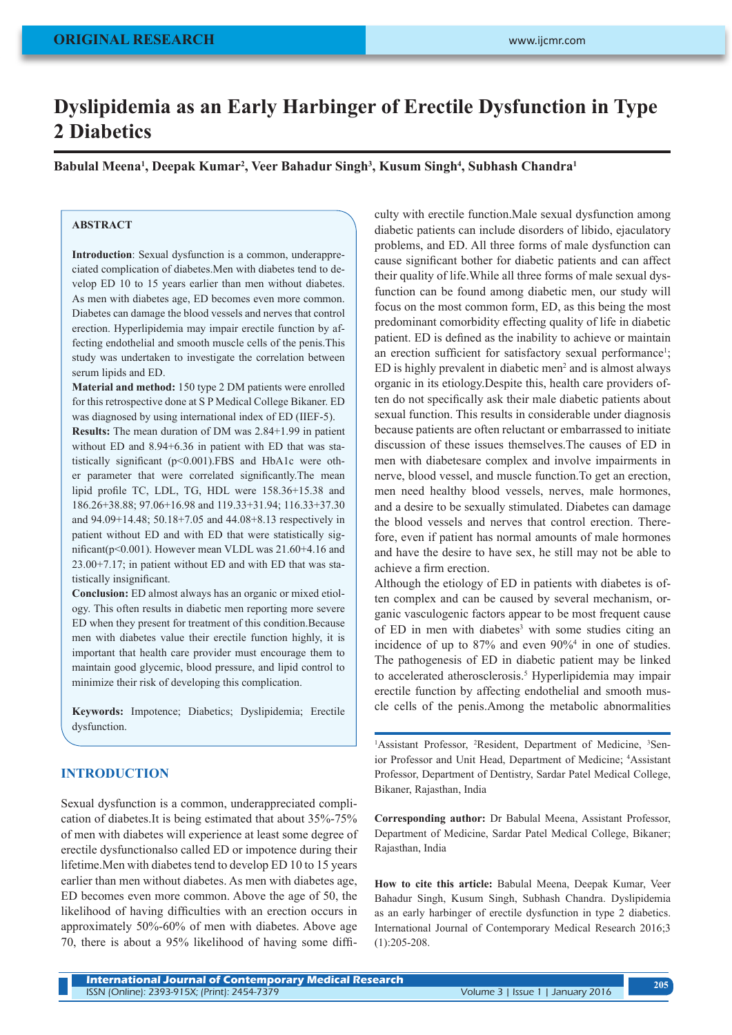ORIGINAL RESEARCH

# Dyslipidemia as an Early Harbinger of Erectile Dysfunction in Type 2 Diabetics

**Babulal Meena[1], Deepak Kumar[2], Veer Bahadur Singh[3], Kusum Singh[4], Subhash Chandra[1]**

## ABSTRACT

**Introduction**: Sexual dysfunction is a common, underappreciated complication of diabetes.Men with diabetes tend to develop ED 10 to 15 years earlier than men without diabetes. As men with diabetes age, ED becomes even more common. Diabetes can damage the blood vessels and nerves that control erection. Hyperlipidemia may impair erectile function by affecting endothelial and smooth muscle cells of the penis.This study was undertaken to investigate the correlation between serum lipids and ED.

**Material and method:** 150 type 2 DM patients were enrolled for this retrospective done at S P Medical College Bikaner. ED was diagnosed by using international index of ED (IIEF-5).

**Results:** The mean duration of DM was 2.84+1.99 in patient without ED and 8.94+6.36 in patient with ED that was statistically significant (p<0.001).FBS and HbA1c were other parameter that were correlated significantly.The mean lipid profile TC, LDL, TG, HDL were 158.36+15.38 and 186.26+38.88; 97.06+16.98 and 119.33+31.94; 116.33+37.30 and 94.09+14.48; 50.18+7.05 and 44.08+8.13 respectively in patient without ED and with ED that were statistically significant(p<0.001). However mean VLDL was 21.60+4.16 and 23.00+7.17; in patient without ED and with ED that was statistically insignificant.

**Conclusion:** ED almost always has an organic or mixed etiology. This often results in diabetic men reporting more severe ED when they present for treatment of this condition.Because men with diabetes value their erectile function highly, it is important that health care provider must encourage them to maintain good glycemic, blood pressure, and lipid control to minimize their risk of developing this complication.

**Keywords:** Impotence; Diabetics; Dyslipidemia; Erectile dysfunction.

## INTRODUCTION

Sexual dysfunction is a common, underappreciated complication of diabetes.It is being estimated that about 35%-75% of men with diabetes will experience at least some degree of erectile dysfunctionalso called ED or impotence during their lifetime.Men with diabetes tend to develop ED 10 to 15 years earlier than men without diabetes. As men with diabetes age, ED becomes even more common. Above the age of 50, the likelihood of having difficulties with an erection occurs in approximately 50%-60% of men with diabetes. Above age 70, there is about a 95% likelihood of having some difficulty with erectile function.Male sexual dysfunction among diabetic patients can include disorders of libido, ejaculatory problems, and ED. All three forms of male dysfunction can cause significant bother for diabetic patients and can affect their quality of life.While all three forms of male sexual dysfunction can be found among diabetic men, our study will focus on the most common form, ED, as this being the most predominant comorbidity effecting quality of life in diabetic patient. ED is defined as the inability to achieve or maintain an erection sufficient for satisfactory sexual performance[1]; ED is highly prevalent in diabetic men[2] and is almost always organic in its etiology.Despite this, health care providers often do not specifically ask their male diabetic patients about sexual function. This results in considerable under diagnosis because patients are often reluctant or embarrassed to initiate discussion of these issues themselves.The causes of ED in men with diabetesare complex and involve impairments in nerve, blood vessel, and muscle function.To get an erection, men need healthy blood vessels, nerves, male hormones, and a desire to be sexually stimulated. Diabetes can damage the blood vessels and nerves that control erection. Therefore, even if patient has normal amounts of male hormones and have the desire to have sex, he still may not be able to achieve a firm erection.

Although the etiology of ED in patients with diabetes is often complex and can be caused by several mechanism, organic vasculogenic factors appear to be most frequent cause of ED in men with diabetes[3] with some studies citing an incidence of up to 87% and even 90%[4] in one of studies. The pathogenesis of ED in diabetic patient may be linked to accelerated atherosclerosis.[5] Hyperlipidemia may impair erectile function by affecting endothelial and smooth muscle cells of the penis.Among the metabolic abnormalities

[1]Assistant Professor, [2]Resident, Department of Medicine, [3]Senior Professor and Unit Head, Department of Medicine; [4]Assistant Professor, Department of Dentistry, Sardar Patel Medical College, Bikaner, Rajasthan, India

**Corresponding author:** Dr Babulal Meena, Assistant Professor, Department of Medicine, Sardar Patel Medical College, Bikaner; Rajasthan, India

**How to cite this article:** Babulal Meena, Deepak Kumar, Veer Bahadur Singh, Kusum Singh, Subhash Chandra. Dyslipidemia as an early harbinger of erectile dysfunction in type 2 diabetics. International Journal of Contemporary Medical Research 2016;3 (1):205-208.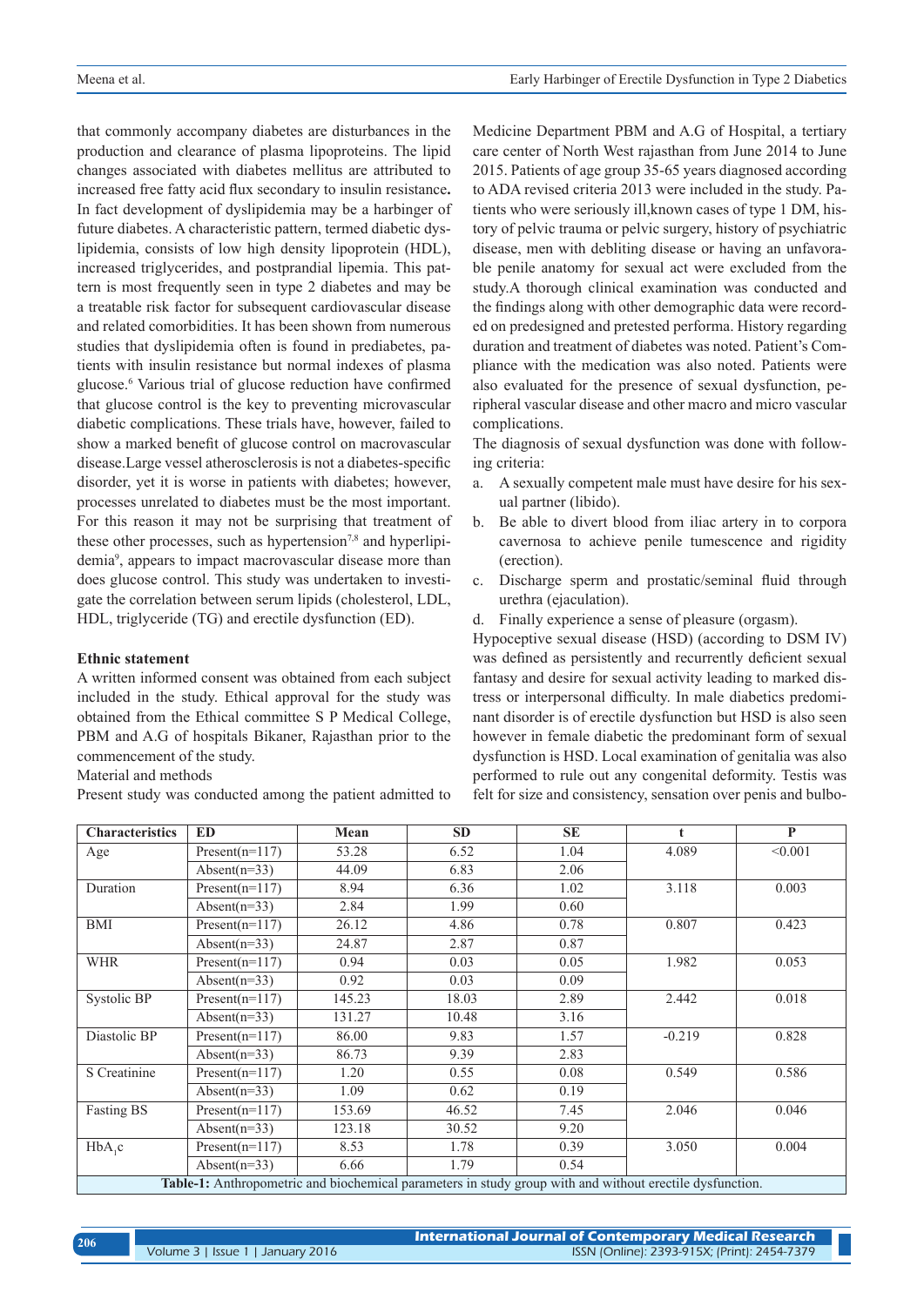that commonly accompany diabetes are disturbances in the production and clearance of plasma lipoproteins. The lipid changes associated with diabetes mellitus are attributed to increased free fatty acid flux secondary to insulin resistance**.** In fact development of dyslipidemia may be a harbinger of future diabetes. A characteristic pattern, termed diabetic dyslipidemia, consists of low high density lipoprotein (HDL), increased triglycerides, and postprandial lipemia. This pattern is most frequently seen in type 2 diabetes and may be a treatable risk factor for subsequent cardiovascular disease and related comorbidities. It has been shown from numerous studies that dyslipidemia often is found in prediabetes, patients with insulin resistance but normal indexes of plasma glucose.[6] Various trial of glucose reduction have confirmed that glucose control is the key to preventing microvascular diabetic complications. These trials have, however, failed to show a marked benefit of glucose control on macrovascular disease.Large vessel atherosclerosis is not a diabetes-specific disorder, yet it is worse in patients with diabetes; however, processes unrelated to diabetes must be the most important. For this reason it may not be surprising that treatment of these other processes, such as hypertension[7,8] and hyperlipidemia[9], appears to impact macrovascular disease more than does glucose control. This study was undertaken to investigate the correlation between serum lipids (cholesterol, LDL, HDL, triglyceride (TG) and erectile dysfunction (ED).

#### Ethnic statement

A written informed consent was obtained from each subject included in the study. Ethical approval for the study was obtained from the Ethical committee S P Medical College, PBM and A.G of hospitals Bikaner, Rajasthan prior to the commencement of the study.

Material and methods

Present study was conducted among the patient admitted to Medicine Department PBM and A.G of Hospital, a tertiary care center of North West rajasthan from June 2014 to June 2015. Patients of age group 35-65 years diagnosed according to ADA revised criteria 2013 were included in the study. Patients who were seriously ill,known cases of type 1 DM, history of pelvic trauma or pelvic surgery, history of psychiatric disease, men with debliting disease or having an unfavorable penile anatomy for sexual act were excluded from the study.A thorough clinical examination was conducted and the findings along with other demographic data were recorded on predesigned and pretested performa. History regarding duration and treatment of diabetes was noted. Patient's Compliance with the medication was also noted. Patients were also evaluated for the presence of sexual dysfunction, peripheral vascular disease and other macro and micro vascular complications.

The diagnosis of sexual dysfunction was done with following criteria:

a. A sexually competent male must have desire for his sexual partner (libido).
b. Be able to divert blood from iliac artery in to corpora cavernosa to achieve penile tumescence and rigidity (erection).
c. Discharge sperm and prostatic/seminal fluid through urethra (ejaculation).
d. Finally experience a sense of pleasure (orgasm).

Hypoceptive sexual disease (HSD) (according to DSM IV) was defined as persistently and recurrently deficient sexual fantasy and desire for sexual activity leading to marked distress or interpersonal difficulty. In male diabetics predominant disorder is of erectile dysfunction but HSD is also seen however in female diabetic the predominant form of sexual dysfunction is HSD. Local examination of genitalia was also performed to rule out any congenital deformity. Testis was felt for size and consistency, sensation over penis and bulbo-

| Characteristics | ED | Mean | SD | SE | t | P |
|---|---|---|---|---|---|---|
| Age | Present(n=117) | 53.28 | 6.52 | 1.04 | 4.089 | <0.001 |
| | Absent(n=33) | 44.09 | 6.83 | 2.06 | | |
| Duration | Present(n=117) | 8.94 | 6.36 | 1.02 | 3.118 | 0.003 |
| | Absent(n=33) | 2.84 | 1.99 | 0.60 | | |
| BMI | Present(n=117) | 26.12 | 4.86 | 0.78 | 0.807 | 0.423 |
| | Absent(n=33) | 24.87 | 2.87 | 0.87 | | |
| WHR | Present(n=117) | 0.94 | 0.03 | 0.05 | 1.982 | 0.053 |
| | Absent(n=33) | 0.92 | 0.03 | 0.09 | | |
| Systolic BP | Present(n=117) | 145.23 | 18.03 | 2.89 | 2.442 | 0.018 |
| | Absent(n=33) | 131.27 | 10.48 | 3.16 | | |
| Diastolic BP | Present(n=117) | 86.00 | 9.83 | 1.57 | -0.219 | 0.828 |
| | Absent(n=33) | 86.73 | 9.39 | 2.83 | | |
| S Creatinine | Present(n=117) | 1.20 | 0.55 | 0.08 | 0.549 | 0.586 |
| | Absent(n=33) | 1.09 | 0.62 | 0.19 | | |
| Fasting BS | Present(n=117) | 153.69 | 46.52 | 7.45 | 2.046 | 0.046 |
| | Absent(n=33) | 123.18 | 30.52 | 9.20 | | |
| $HbA_1c$ | Present(n=117) | 8.53 | 1.78 | 0.39 | 3.050 | 0.004 |
| | Absent(n=33) | 6.66 | 1.79 | 0.54 | | |

**Table-1:** Anthropometric and biochemical parameters in study group with and without erectile dysfunction.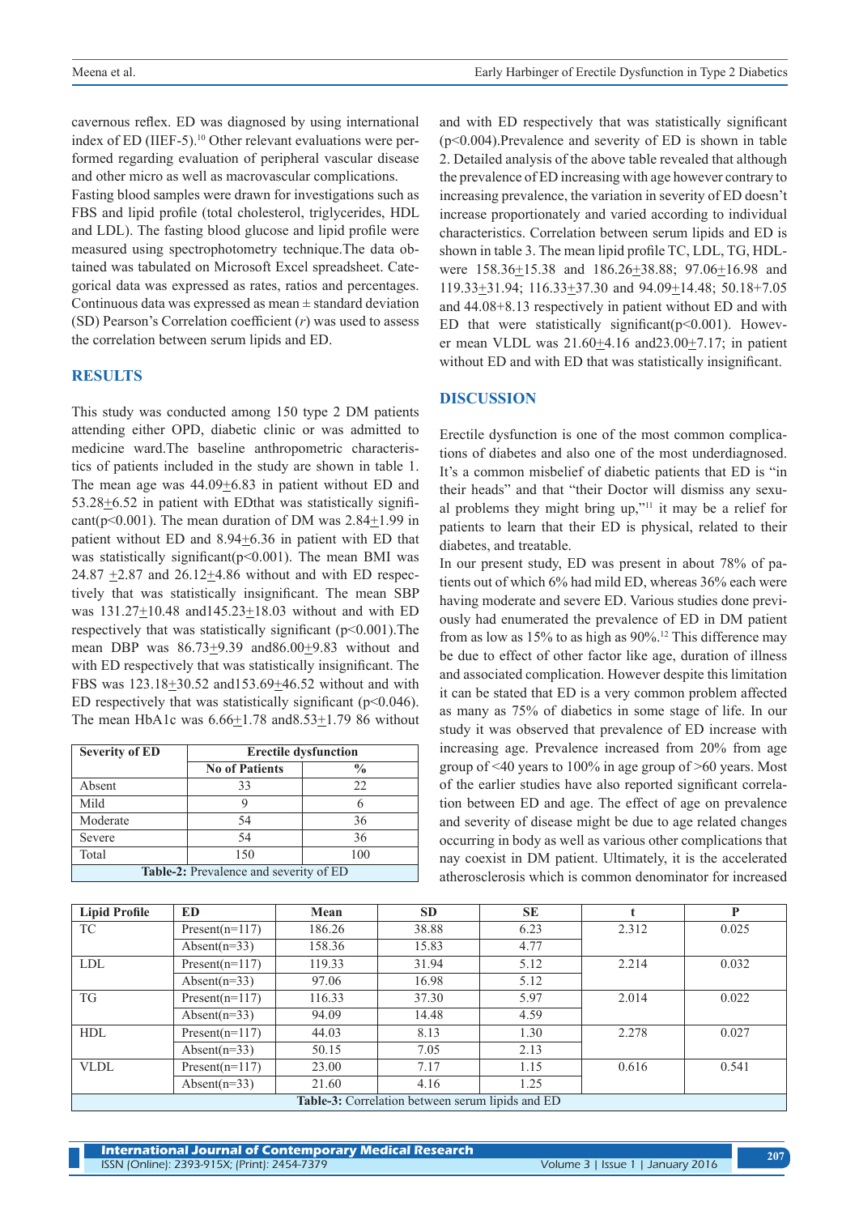cavernous reflex. ED was diagnosed by using international index of ED (IIEF-5).[10] Other relevant evaluations were performed regarding evaluation of peripheral vascular disease and other micro as well as macrovascular complications.

Fasting blood samples were drawn for investigations such as FBS and lipid profile (total cholesterol, triglycerides, HDL and LDL). The fasting blood glucose and lipid profile were measured using spectrophotometry technique.The data obtained was tabulated on Microsoft Excel spreadsheet. Categorical data was expressed as rates, ratios and percentages. Continuous data was expressed as mean ± standard deviation (SD) Pearson's Correlation coefficient (*r*) was used to assess the correlation between serum lipids and ED.

## RESULTS

This study was conducted among 150 type 2 DM patients attending either OPD, diabetic clinic or was admitted to medicine ward.The baseline anthropometric characteristics of patients included in the study are shown in table 1. The mean age was 44.09±6.83 in patient without ED and 53.28±6.52 in patient with EDthat was statistically significant($p<0.001$). The mean duration of DM was 2.84±1.99 in patient without ED and 8.94±6.36 in patient with ED that was statistically significant($p<0.001$). The mean BMI was 24.87 ±2.87 and 26.12±4.86 without and with ED respectively that was statistically insignificant. The mean SBP was 131.27±10.48 and145.23±18.03 without and with ED respectively that was statistically significant ($p<0.001$).The mean DBP was 86.73±9.39 and86.00±9.83 without and with ED respectively that was statistically insignificant. The FBS was 123.18±30.52 and153.69±46.52 without and with ED respectively that was statistically significant ($p<0.046$). The mean HbA1c was 6.66±1.78 and8.53±1.79 86 without and with ED respectively that was statistically significant ($p<0.004$).Prevalence and severity of ED is shown in table 2. Detailed analysis of the above table revealed that although the prevalence of ED increasing with age however contrary to increasing prevalence, the variation in severity of ED doesn't increase proportionately and varied according to individual characteristics. Correlation between serum lipids and ED is shown in table 3. The mean lipid profile TC, LDL, TG, HDL-were 158.36±15.38 and 186.26±38.88; 97.06±16.98 and 119.33±31.94; 116.33±37.30 and 94.09±14.48; 50.18+7.05 and 44.08+8.13 respectively in patient without ED and with ED that were statistically significant($p<0.001$). However mean VLDL was 21.60±4.16 and23.00±7.17; in patient without ED and with ED that was statistically insignificant.

| Severity of ED | Erectile dysfunction | |
|---|---|---|
| | No of Patients | % |
| Absent | 33 | 22 |
| Mild | 9 | 6 |
| Moderate | 54 | 36 |
| Severe | 54 | 36 |
| Total | 150 | 100 |

**Table-2:** Prevalence and severity of ED

## DISCUSSION

Erectile dysfunction is one of the most common complications of diabetes and also one of the most underdiagnosed. It's a common misbelief of diabetic patients that ED is "in their heads" and that "their Doctor will dismiss any sexual problems they might bring up,"[11] it may be a relief for patients to learn that their ED is physical, related to their diabetes, and treatable.

In our present study, ED was present in about 78% of patients out of which 6% had mild ED, whereas 36% each were having moderate and severe ED. Various studies done previously had enumerated the prevalence of ED in DM patient from as low as 15% to as high as 90%.[12] This difference may be due to effect of other factor like age, duration of illness and associated complication. However despite this limitation it can be stated that ED is a very common problem affected as many as 75% of diabetics in some stage of life. In our study it was observed that prevalence of ED increase with increasing age. Prevalence increased from 20% from age group of <40 years to 100% in age group of >60 years. Most of the earlier studies have also reported significant correlation between ED and age. The effect of age on prevalence and severity of disease might be due to age related changes occurring in body as well as various other complications that nay coexist in DM patient. Ultimately, it is the accelerated atherosclerosis which is common denominator for increased

| Lipid Profile | ED | Mean | SD | SE | t | P |
|---|---|---|---|---|---|---|
| TC | Present(n=117) | 186.26 | 38.88 | 6.23 | 2.312 | 0.025 |
| | Absent(n=33) | 158.36 | 15.83 | 4.77 | | |
| LDL | Present(n=117) | 119.33 | 31.94 | 5.12 | 2.214 | 0.032 |
| | Absent(n=33) | 97.06 | 16.98 | 5.12 | | |
| TG | Present(n=117) | 116.33 | 37.30 | 5.97 | 2.014 | 0.022 |
| | Absent(n=33) | 94.09 | 14.48 | 4.59 | | |
| HDL | Present(n=117) | 44.03 | 8.13 | 1.30 | 2.278 | 0.027 |
| | Absent(n=33) | 50.15 | 7.05 | 2.13 | | |
| VLDL | Present(n=117) | 23.00 | 7.17 | 1.15 | 0.616 | 0.541 |
| | Absent(n=33) | 21.60 | 4.16 | 1.25 | | |

**Table-3:** Correlation between serum lipids and ED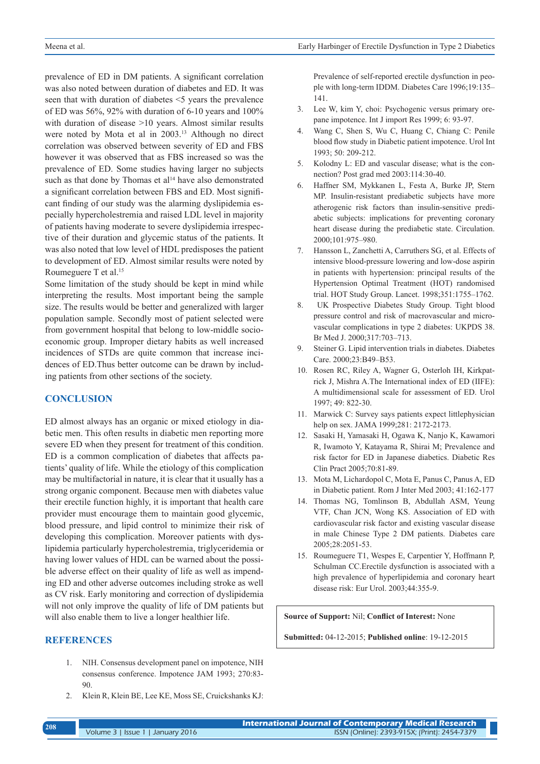prevalence of ED in DM patients. A significant correlation was also noted between duration of diabetes and ED. It was seen that with duration of diabetes <5 years the prevalence of ED was 56%, 92% with duration of 6-10 years and 100% with duration of disease >10 years. Almost similar results were noted by Mota et al in 2003.[13] Although no direct correlation was observed between severity of ED and FBS however it was observed that as FBS increased so was the prevalence of ED. Some studies having larger no subjects such as that done by Thomas et al[14] have also demonstrated a significant correlation between FBS and ED. Most significant finding of our study was the alarming dyslipidemia especially hypercholestremia and raised LDL level in majority of patients having moderate to severe dyslipidemia irrespective of their duration and glycemic status of the patients. It was also noted that low level of HDL predisposes the patient to development of ED. Almost similar results were noted by Roumeguere T et al.[15]

Some limitation of the study should be kept in mind while interpreting the results. Most important being the sample size. The results would be better and generalized with larger population sample. Secondly most of patient selected were from government hospital that belong to low-middle socioeconomic group. Improper dietary habits as well increased incidences of STDs are quite common that increase incidences of ED.Thus better outcome can be drawn by including patients from other sections of the society.

## CONCLUSION

ED almost always has an organic or mixed etiology in diabetic men. This often results in diabetic men reporting more severe ED when they present for treatment of this condition. ED is a common complication of diabetes that affects patients' quality of life. While the etiology of this complication may be multifactorial in nature, it is clear that it usually has a strong organic component. Because men with diabetes value their erectile function highly, it is important that health care provider must encourage them to maintain good glycemic, blood pressure, and lipid control to minimize their risk of developing this complication. Moreover patients with dyslipidemia particularly hypercholestremia, triglyceridemia or having lower values of HDL can be warned about the possible adverse effect on their quality of life as well as impending ED and other adverse outcomes including stroke as well as CV risk. Early monitoring and correction of dyslipidemia will not only improve the quality of life of DM patients but will also enable them to live a longer healthier life.

## REFERENCES

1. NIH. Consensus development panel on impotence, NIH consensus conference. Impotence JAM 1993; 270:83-90.
2. Klein R, Klein BE, Lee KE, Moss SE, Cruickshanks KJ: Prevalence of self-reported erectile dysfunction in people with long-term IDDM. Diabetes Care 1996;19:135–141.
3. Lee W, kim Y, choi: Psychogenic versus primary orepane impotence. Int J import Res 1999; 6: 93-97.
4. Wang C, Shen S, Wu C, Huang C, Chiang C: Penile blood flow study in Diabetic patient impotence. Urol Int 1993; 50: 209-212.
5. Kolodny L: ED and vascular disease; what is the connection? Post grad med 2003:114:30-40.
6. Haffner SM, Mykkanen L, Festa A, Burke JP, Stern MP. Insulin-resistant prediabetic subjects have more atherogenic risk factors than insulin-sensitive prediabetic subjects: implications for preventing coronary heart disease during the prediabetic state. Circulation. 2000;101:975–980.
7. Hansson L, Zanchetti A, Carruthers SG, et al. Effects of intensive blood-pressure lowering and low-dose aspirin in patients with hypertension: principal results of the Hypertension Optimal Treatment (HOT) randomised trial. HOT Study Group. Lancet. 1998;351:1755–1762.
8. UK Prospective Diabetes Study Group. Tight blood pressure control and risk of macrovascular and microvascular complications in type 2 diabetes: UKPDS 38. Br Med J. 2000;317:703–713.
9. Steiner G. Lipid intervention trials in diabetes. Diabetes Care. 2000;23:B49–B53.
10. Rosen RC, Riley A, Wagner G, Osterloh IH, Kirkpatrick J, Mishra A.The International index of ED (IIFE): A multidimensional scale for assessment of ED. Urol 1997; 49: 822-30.
11. Marwick C: Survey says patients expect littlephysician help on sex. JAMA 1999;281: 2172-2173.
12. Sasaki H, Yamasaki H, Ogawa K, Nanjo K, Kawamori R, Iwamoto Y, Katayama R, Shirai M; Prevalence and risk factor for ED in Japanese diabetics. Diabetic Res Clin Pract 2005;70:81-89.
13. Mota M, Lichardopol C, Mota E, Panus C, Panus A, ED in Diabetic patient. Rom J Inter Med 2003; 41:162-177
14. Thomas NG, Tomlinson B, Abdullah ASM, Yeung VTF, Chan JCN, Wong KS. Association of ED with cardiovascular risk factor and existing vascular disease in male Chinese Type 2 DM patients. Diabetes care 2005;28:2051-53.
15. Roumeguere T1, Wespes E, Carpentier Y, Hoffmann P, Schulman CC.Erectile dysfunction is associated with a high prevalence of hyperlipidemia and coronary heart disease risk: Eur Urol. 2003;44:355-9.

**Source of Support:** Nil; **Conflict of Interest:** None

**Submitted:** 04-12-2015; **Published online**: 19-12-2015